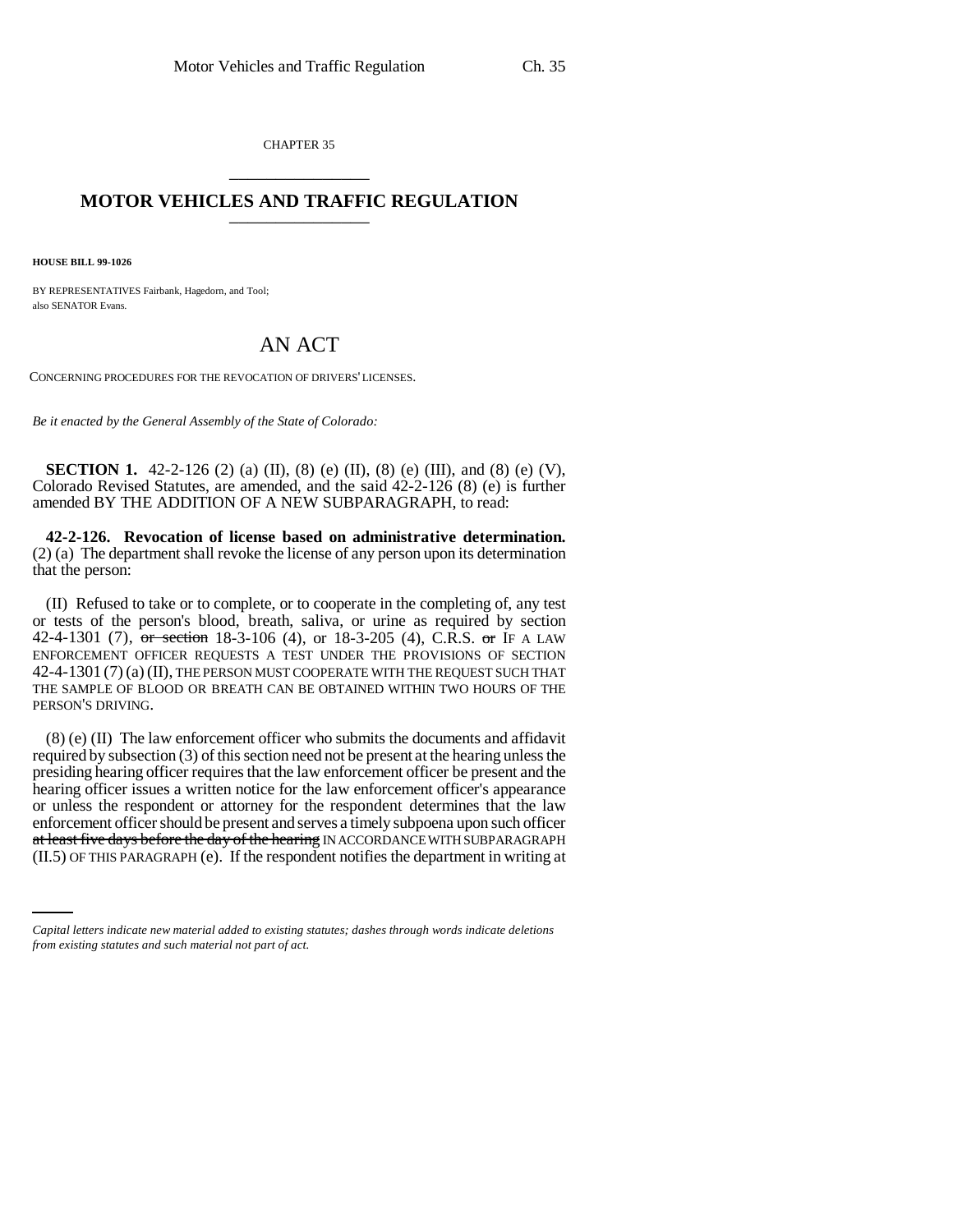CHAPTER 35

# MOTOR VEHICLES AND TRAFFIC REGULATION

**HOUSE BILL 99-1026**

BY REPRESENTATIVES Fairbank, Hagedorn, and Tool;
also SENATOR Evans.

## AN ACT

CONCERNING PROCEDURES FOR THE REVOCATION OF DRIVERS' LICENSES.

*Be it enacted by the General Assembly of the State of Colorado:*

**SECTION 1.** 42-2-126 (2) (a) (II), (8) (e) (II), (8) (e) (III), and (8) (e) (V), Colorado Revised Statutes, are amended, and the said 42-2-126 (8) (e) is further amended BY THE ADDITION OF A NEW SUBPARAGRAPH, to read:

**42-2-126. Revocation of license based on administrative determination.** (2) (a) The department shall revoke the license of any person upon its determination that the person:

(II) Refused to take or to complete, or to cooperate in the completing of, any test or tests of the person's blood, breath, saliva, or urine as required by section 42-4-1301 (7), ~~or section~~ 18-3-106 (4), or 18-3-205 (4), C.R.S. ~~or~~ IF A LAW ENFORCEMENT OFFICER REQUESTS A TEST UNDER THE PROVISIONS OF SECTION 42-4-1301 (7) (a) (II), THE PERSON MUST COOPERATE WITH THE REQUEST SUCH THAT THE SAMPLE OF BLOOD OR BREATH CAN BE OBTAINED WITHIN TWO HOURS OF THE PERSON'S DRIVING.

(8) (e) (II) The law enforcement officer who submits the documents and affidavit required by subsection (3) of this section need not be present at the hearing unless the presiding hearing officer requires that the law enforcement officer be present and the hearing officer issues a written notice for the law enforcement officer's appearance or unless the respondent or attorney for the respondent determines that the law enforcement officer should be present and serves a timely subpoena upon such officer ~~at least five days before the day of the hearing~~ IN ACCORDANCE WITH SUBPARAGRAPH (II.5) OF THIS PARAGRAPH (e). If the respondent notifies the department in writing at

*Capital letters indicate new material added to existing statutes; dashes through words indicate deletions from existing statutes and such material not part of act.*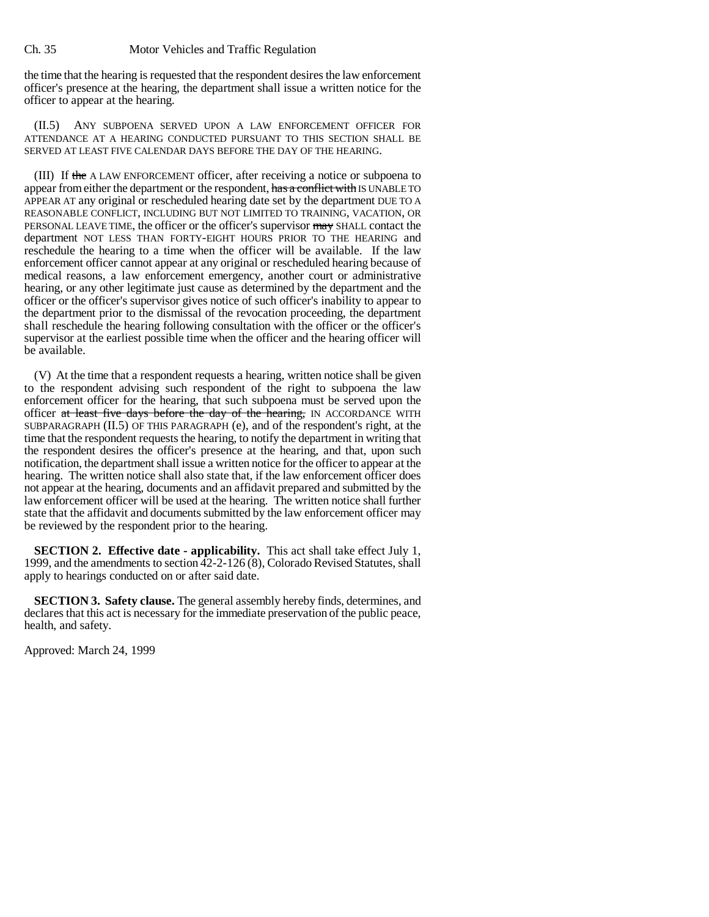the time that the hearing is requested that the respondent desires the law enforcement officer's presence at the hearing, the department shall issue a written notice for the officer to appear at the hearing.

(II.5) ANY SUBPOENA SERVED UPON A LAW ENFORCEMENT OFFICER FOR ATTENDANCE AT A HEARING CONDUCTED PURSUANT TO THIS SECTION SHALL BE SERVED AT LEAST FIVE CALENDAR DAYS BEFORE THE DAY OF THE HEARING.

(III) If ~~the~~ A LAW ENFORCEMENT officer, after receiving a notice or subpoena to appear from either the department or the respondent, ~~has a conflict with~~ IS UNABLE TO APPEAR AT any original or rescheduled hearing date set by the department DUE TO A REASONABLE CONFLICT, INCLUDING BUT NOT LIMITED TO TRAINING, VACATION, OR PERSONAL LEAVE TIME, the officer or the officer's supervisor ~~may~~ SHALL contact the department NOT LESS THAN FORTY-EIGHT HOURS PRIOR TO THE HEARING and reschedule the hearing to a time when the officer will be available. If the law enforcement officer cannot appear at any original or rescheduled hearing because of medical reasons, a law enforcement emergency, another court or administrative hearing, or any other legitimate just cause as determined by the department and the officer or the officer's supervisor gives notice of such officer's inability to appear to the department prior to the dismissal of the revocation proceeding, the department shall reschedule the hearing following consultation with the officer or the officer's supervisor at the earliest possible time when the officer and the hearing officer will be available.

(V) At the time that a respondent requests a hearing, written notice shall be given to the respondent advising such respondent of the right to subpoena the law enforcement officer for the hearing, that such subpoena must be served upon the officer ~~at least five days before the day of the hearing,~~ IN ACCORDANCE WITH SUBPARAGRAPH (II.5) OF THIS PARAGRAPH (e), and of the respondent's right, at the time that the respondent requests the hearing, to notify the department in writing that the respondent desires the officer's presence at the hearing, and that, upon such notification, the department shall issue a written notice for the officer to appear at the hearing. The written notice shall also state that, if the law enforcement officer does not appear at the hearing, documents and an affidavit prepared and submitted by the law enforcement officer will be used at the hearing. The written notice shall further state that the affidavit and documents submitted by the law enforcement officer may be reviewed by the respondent prior to the hearing.

**SECTION 2. Effective date - applicability.** This act shall take effect July 1, 1999, and the amendments to section 42-2-126 (8), Colorado Revised Statutes, shall apply to hearings conducted on or after said date.

**SECTION 3. Safety clause.** The general assembly hereby finds, determines, and declares that this act is necessary for the immediate preservation of the public peace, health, and safety.

Approved: March 24, 1999